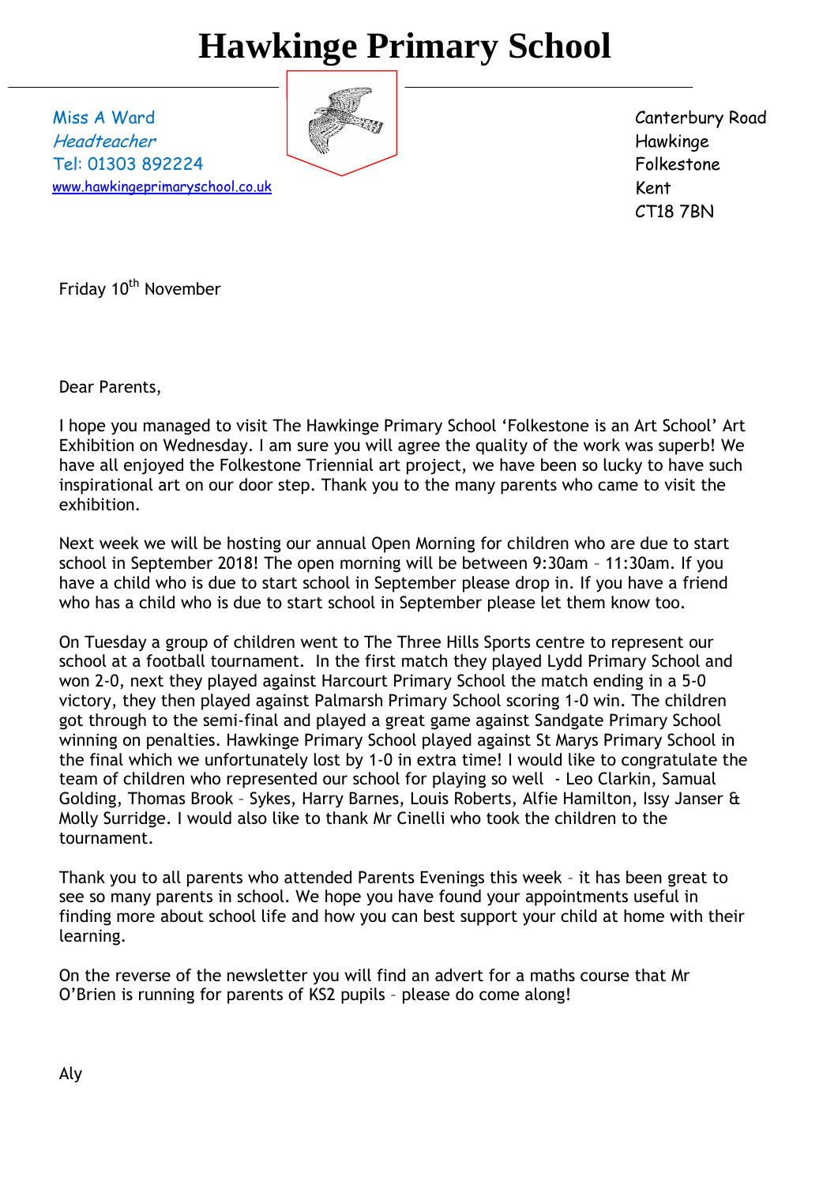# Hawkinge Primary School

Miss A Ward
*Headteacher*
Tel: 01303 892224
www.hawkingeprimaryschool.co.uk

Canterbury Road
Hawkinge
Folkestone
Kent
CT18 7BN

Friday 10th November

Dear Parents,

I hope you managed to visit The Hawkinge Primary School 'Folkestone is an Art School' Art Exhibition on Wednesday. I am sure you will agree the quality of the work was superb! We have all enjoyed the Folkestone Triennial art project, we have been so lucky to have such inspirational art on our door step. Thank you to the many parents who came to visit the exhibition.

Next week we will be hosting our annual Open Morning for children who are due to start school in September 2018! The open morning will be between 9:30am – 11:30am. If you have a child who is due to start school in September please drop in. If you have a friend who has a child who is due to start school in September please let them know too.

On Tuesday a group of children went to The Three Hills Sports centre to represent our school at a football tournament. In the first match they played Lydd Primary School and won 2-0, next they played against Harcourt Primary School the match ending in a 5-0 victory, they then played against Palmarsh Primary School scoring 1-0 win. The children got through to the semi-final and played a great game against Sandgate Primary School winning on penalties. Hawkinge Primary School played against St Marys Primary School in the final which we unfortunately lost by 1-0 in extra time! I would like to congratulate the team of children who represented our school for playing so well - Leo Clarkin, Samual Golding, Thomas Brook – Sykes, Harry Barnes, Louis Roberts, Alfie Hamilton, Issy Janser & Molly Surridge. I would also like to thank Mr Cinelli who took the children to the tournament.

Thank you to all parents who attended Parents Evenings this week – it has been great to see so many parents in school. We hope you have found your appointments useful in finding more about school life and how you can best support your child at home with their learning.

On the reverse of the newsletter you will find an advert for a maths course that Mr O'Brien is running for parents of KS2 pupils – please do come along!

Aly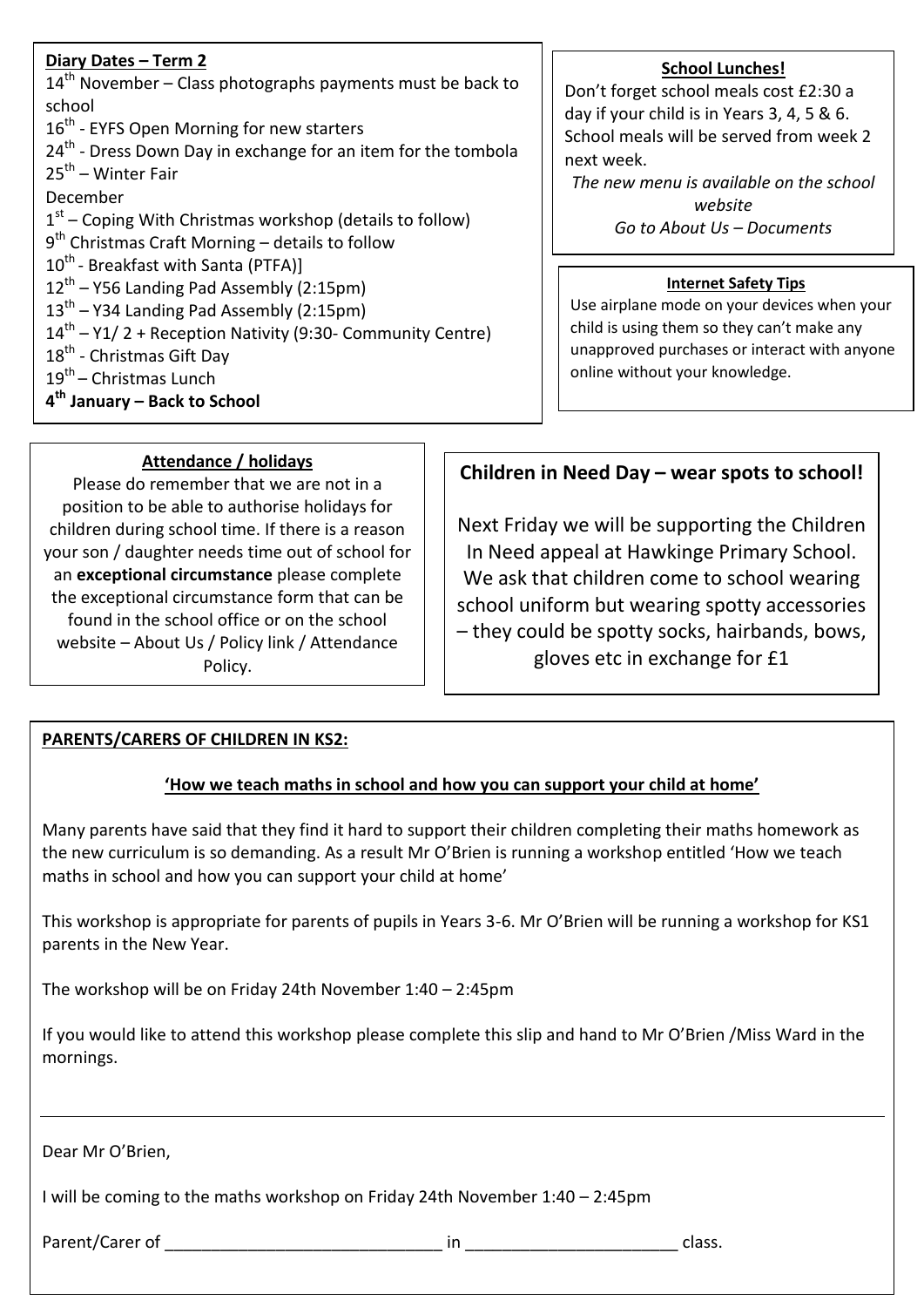**Diary Dates – Term 2**

14th November – Class photographs payments must be back to school
16th - EYFS Open Morning for new starters
24th - Dress Down Day in exchange for an item for the tombola
25th – Winter Fair
December
1st – Coping With Christmas workshop (details to follow)
9th Christmas Craft Morning – details to follow
10th - Breakfast with Santa (PTFA)]
12th – Y56 Landing Pad Assembly (2:15pm)
13th – Y34 Landing Pad Assembly (2:15pm)
14th – Y1/ 2 + Reception Nativity (9:30- Community Centre)
18th - Christmas Gift Day
19th – Christmas Lunch
**4th January – Back to School**

**School Lunches!**

Don't forget school meals cost £2:30 a day if your child is in Years 3, 4, 5 & 6. School meals will be served from week 2 next week.

*The new menu is available on the school website*
*Go to About Us – Documents*

**Internet Safety Tips**

Use airplane mode on your devices when your child is using them so they can't make any unapproved purchases or interact with anyone online without your knowledge.

**Attendance / holidays**

Please do remember that we are not in a position to be able to authorise holidays for children during school time. If there is a reason your son / daughter needs time out of school for an **exceptional circumstance** please complete the exceptional circumstance form that can be found in the school office or on the school website – About Us / Policy link / Attendance Policy.

**Children in Need Day – wear spots to school!**

Next Friday we will be supporting the Children In Need appeal at Hawkinge Primary School. We ask that children come to school wearing school uniform but wearing spotty accessories – they could be spotty socks, hairbands, bows, gloves etc in exchange for £1

**PARENTS/CARERS OF CHILDREN IN KS2:**

**'How we teach maths in school and how you can support your child at home'**

Many parents have said that they find it hard to support their children completing their maths homework as the new curriculum is so demanding. As a result Mr O'Brien is running a workshop entitled 'How we teach maths in school and how you can support your child at home'

This workshop is appropriate for parents of pupils in Years 3-6. Mr O'Brien will be running a workshop for KS1 parents in the New Year.

The workshop will be on Friday 24th November 1:40 – 2:45pm

If you would like to attend this workshop please complete this slip and hand to Mr O'Brien /Miss Ward in the mornings.

---

Dear Mr O'Brien,

I will be coming to the maths workshop on Friday 24th November 1:40 – 2:45pm

Parent/Carer of ______________________________ in _______________________ class.